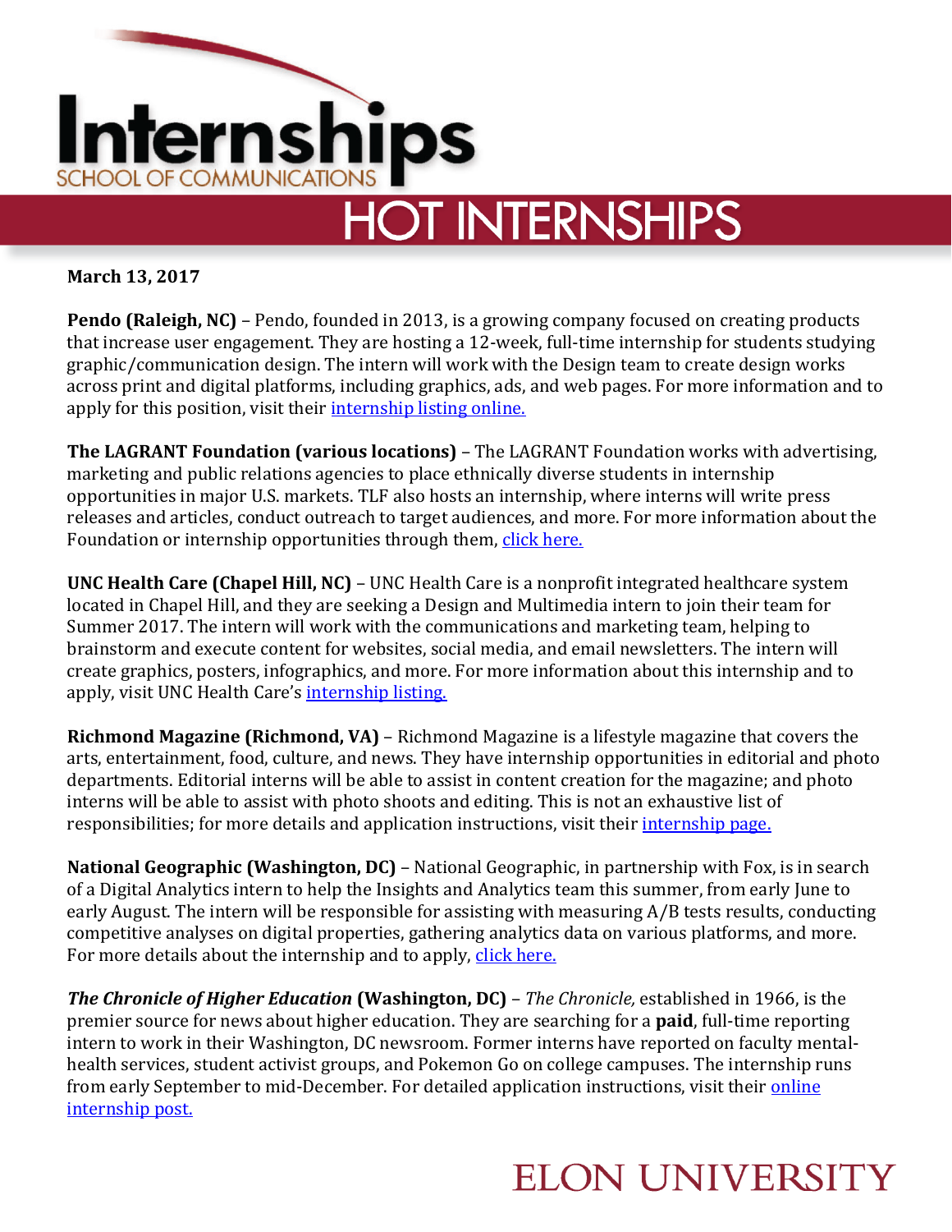# Internships

SCHOOL OF COMMUNICATIONS

## HOT INTERNSHIPS

**March 13, 2017**

**Pendo (Raleigh, NC)** – Pendo, founded in 2013, is a growing company focused on creating products that increase user engagement. They are hosting a 12-week, full-time internship for students studying graphic/communication design. The intern will work with the Design team to create design works across print and digital platforms, including graphics, ads, and web pages. For more information and to apply for this position, visit their internship listing online.

**The LAGRANT Foundation (various locations)** – The LAGRANT Foundation works with advertising, marketing and public relations agencies to place ethnically diverse students in internship opportunities in major U.S. markets. TLF also hosts an internship, where interns will write press releases and articles, conduct outreach to target audiences, and more. For more information about the Foundation or internship opportunities through them, click here.

**UNC Health Care (Chapel Hill, NC)** – UNC Health Care is a nonprofit integrated healthcare system located in Chapel Hill, and they are seeking a Design and Multimedia intern to join their team for Summer 2017. The intern will work with the communications and marketing team, helping to brainstorm and execute content for websites, social media, and email newsletters. The intern will create graphics, posters, infographics, and more. For more information about this internship and to apply, visit UNC Health Care's internship listing.

**Richmond Magazine (Richmond, VA)** – Richmond Magazine is a lifestyle magazine that covers the arts, entertainment, food, culture, and news. They have internship opportunities in editorial and photo departments. Editorial interns will be able to assist in content creation for the magazine; and photo interns will be able to assist with photo shoots and editing. This is not an exhaustive list of responsibilities; for more details and application instructions, visit their internship page.

**National Geographic (Washington, DC)** – National Geographic, in partnership with Fox, is in search of a Digital Analytics intern to help the Insights and Analytics team this summer, from early June to early August. The intern will be responsible for assisting with measuring A/B tests results, conducting competitive analyses on digital properties, gathering analytics data on various platforms, and more. For more details about the internship and to apply, click here.

***The Chronicle of Higher Education* (Washington, DC)** – *The Chronicle,* established in 1966, is the premier source for news about higher education. They are searching for a **paid**, full-time reporting intern to work in their Washington, DC newsroom. Former interns have reported on faculty mental-health services, student activist groups, and Pokemon Go on college campuses. The internship runs from early September to mid-December. For detailed application instructions, visit their online internship post.

ELON UNIVERSITY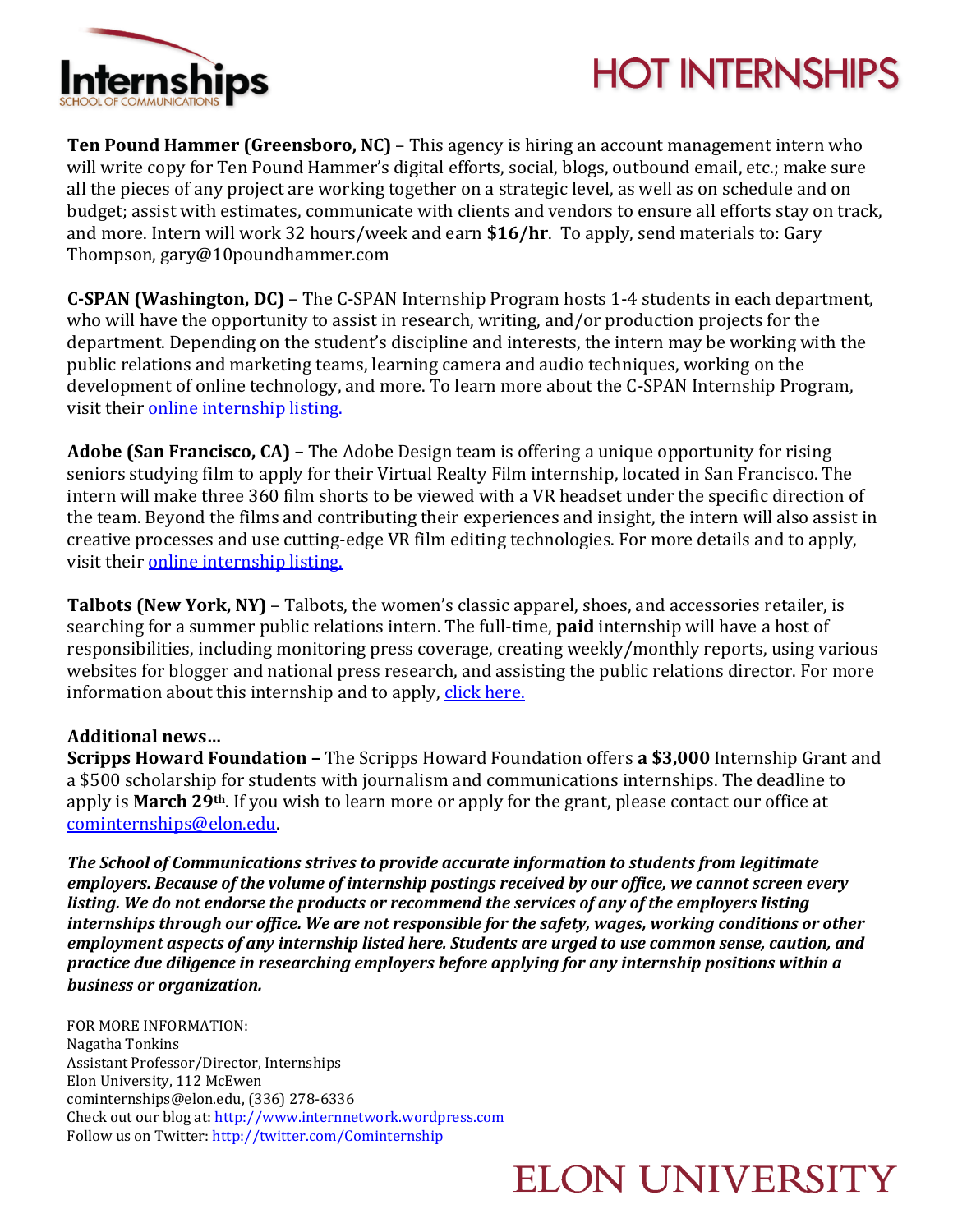**Ten Pound Hammer (Greensboro, NC)** – This agency is hiring an account management intern who will write copy for Ten Pound Hammer's digital efforts, social, blogs, outbound email, etc.; make sure all the pieces of any project are working together on a strategic level, as well as on schedule and on budget; assist with estimates, communicate with clients and vendors to ensure all efforts stay on track, and more. Intern will work 32 hours/week and earn **$16/hr**. To apply, send materials to: Gary Thompson, gary@10poundhammer.com

**C-SPAN (Washington, DC)** – The C-SPAN Internship Program hosts 1-4 students in each department, who will have the opportunity to assist in research, writing, and/or production projects for the department. Depending on the student's discipline and interests, the intern may be working with the public relations and marketing teams, learning camera and audio techniques, working on the development of online technology, and more. To learn more about the C-SPAN Internship Program, visit their online internship listing.

**Adobe (San Francisco, CA) –** The Adobe Design team is offering a unique opportunity for rising seniors studying film to apply for their Virtual Realty Film internship, located in San Francisco. The intern will make three 360 film shorts to be viewed with a VR headset under the specific direction of the team. Beyond the films and contributing their experiences and insight, the intern will also assist in creative processes and use cutting-edge VR film editing technologies. For more details and to apply, visit their online internship listing.

**Talbots (New York, NY)** – Talbots, the women's classic apparel, shoes, and accessories retailer, is searching for a summer public relations intern. The full-time, **paid** internship will have a host of responsibilities, including monitoring press coverage, creating weekly/monthly reports, using various websites for blogger and national press research, and assisting the public relations director. For more information about this internship and to apply, click here.

**Additional news…**

**Scripps Howard Foundation –** The Scripps Howard Foundation offers **a $3,000** Internship Grant and a $500 scholarship for students with journalism and communications internships. The deadline to apply is **March 29th**. If you wish to learn more or apply for the grant, please contact our office at cominternships@elon.edu.

***The School of Communications strives to provide accurate information to students from legitimate employers. Because of the volume of internship postings received by our office, we cannot screen every listing. We do not endorse the products or recommend the services of any of the employers listing internships through our office. We are not responsible for the safety, wages, working conditions or other employment aspects of any internship listed here. Students are urged to use common sense, caution, and practice due diligence in researching employers before applying for any internship positions within a business or organization.***

FOR MORE INFORMATION:
Nagatha Tonkins
Assistant Professor/Director, Internships
Elon University, 112 McEwen
cominternships@elon.edu, (336) 278-6336
Check out our blog at: http://www.internnetwork.wordpress.com
Follow us on Twitter: http://twitter.com/Cominternship

ELON UNIVERSITY